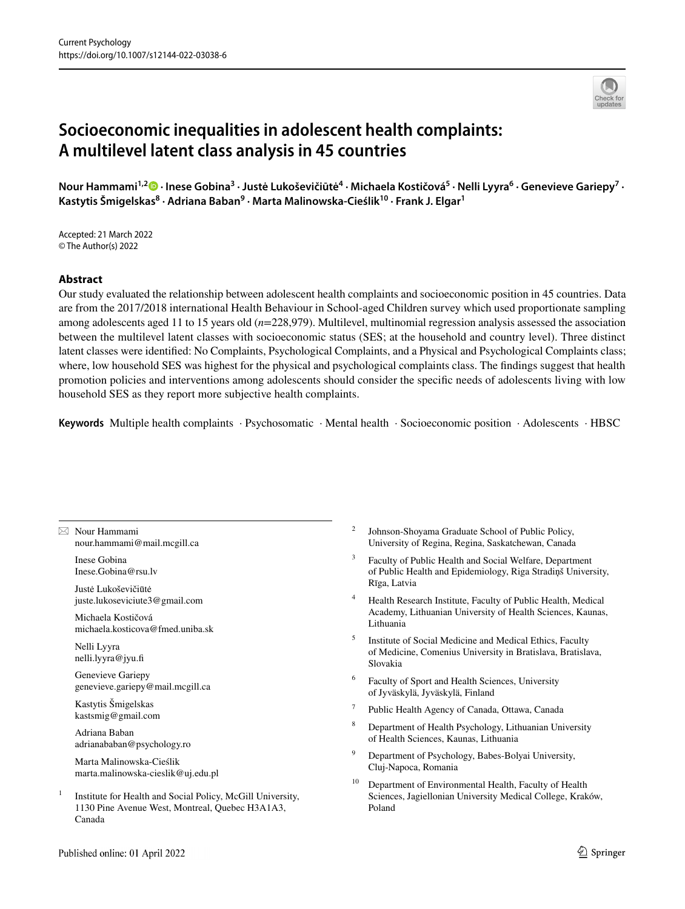# Socioeconomic inequalities in adolescent health complaints: A multilevel latent class analysis in 45 countries

**Nour Hammami[1,2] · Inese Gobina[3] · Justė Lukoševičiūtė[4] · Michaela Kostičová[5] · Nelli Lyyra[6] · Genevieve Gariepy[7] · Kastytis Šmigelskas[8] · Adriana Baban[9] · Marta Malinowska-Cieślik[10] · Frank J. Elgar[1]**

Accepted: 21 March 2022
© The Author(s) 2022

## Abstract

Our study evaluated the relationship between adolescent health complaints and socioeconomic position in 45 countries. Data are from the 2017/2018 international Health Behaviour in School-aged Children survey which used proportionate sampling among adolescents aged 11 to 15 years old ($n$=228,979). Multilevel, multinomial regression analysis assessed the association between the multilevel latent classes with socioeconomic status (SES; at the household and country level). Three distinct latent classes were identified: No Complaints, Psychological Complaints, and a Physical and Psychological Complaints class; where, low household SES was highest for the physical and psychological complaints class. The findings suggest that health promotion policies and interventions among adolescents should consider the specific needs of adolescents living with low household SES as they report more subjective health complaints.

**Keywords** Multiple health complaints · Psychosomatic · Mental health · Socioeconomic position · Adolescents · HBSC

---

✉ Nour Hammami
nour.hammami@mail.mcgill.ca

Inese Gobina
Inese.Gobina@rsu.lv

Justė Lukoševičiūtė
juste.lukoseviciute3@gmail.com

Michaela Kostičová
michaela.kosticova@fmed.uniba.sk

Nelli Lyyra
nelli.lyyra@jyu.fi

Genevieve Gariepy
genevieve.gariepy@mail.mcgill.ca

Kastytis Šmigelskas
kastsmig@gmail.com

Adriana Baban
adrianababan@psychology.ro

Marta Malinowska-Cieślik
marta.malinowska-cieslik@uj.edu.pl

[1] Institute for Health and Social Policy, McGill University, 1130 Pine Avenue West, Montreal, Quebec H3A1A3, Canada

[2] Johnson-Shoyama Graduate School of Public Policy, University of Regina, Regina, Saskatchewan, Canada

[3] Faculty of Public Health and Social Welfare, Department of Public Health and Epidemiology, Riga Stradiņš University, Rīga, Latvia

[4] Health Research Institute, Faculty of Public Health, Medical Academy, Lithuanian University of Health Sciences, Kaunas, Lithuania

[5] Institute of Social Medicine and Medical Ethics, Faculty of Medicine, Comenius University in Bratislava, Bratislava, Slovakia

[6] Faculty of Sport and Health Sciences, University of Jyväskylä, Jyväskylä, Finland

[7] Public Health Agency of Canada, Ottawa, Canada

[8] Department of Health Psychology, Lithuanian University of Health Sciences, Kaunas, Lithuania

[9] Department of Psychology, Babes-Bolyai University, Cluj-Napoca, Romania

[10] Department of Environmental Health, Faculty of Health Sciences, Jagiellonian University Medical College, Kraków, Poland

Published online: 01 April 2022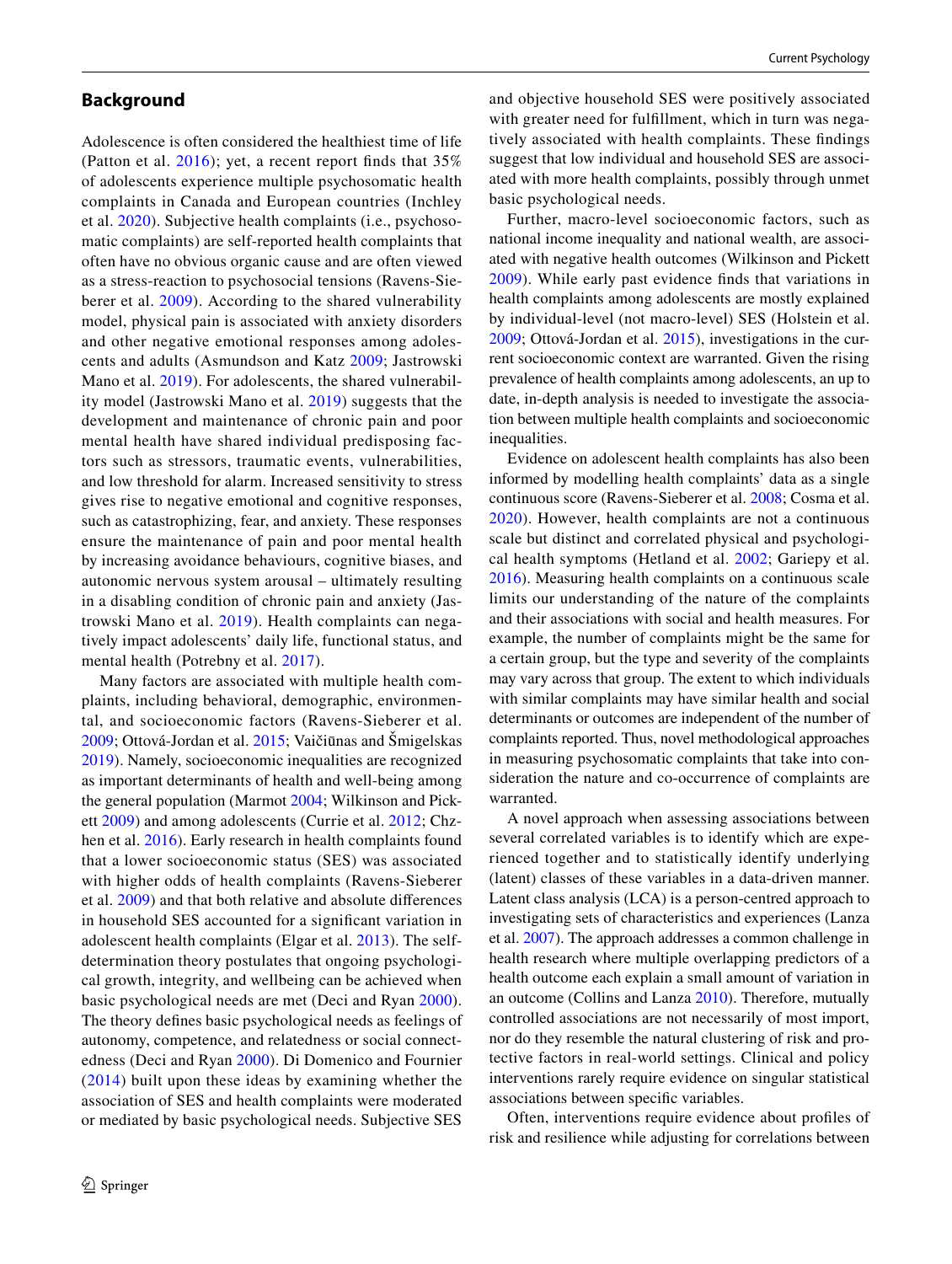## Background

Adolescence is often considered the healthiest time of life (Patton et al. 2016); yet, a recent report finds that 35% of adolescents experience multiple psychosomatic health complaints in Canada and European countries (Inchley et al. 2020). Subjective health complaints (i.e., psychosomatic complaints) are self-reported health complaints that often have no obvious organic cause and are often viewed as a stress-reaction to psychosocial tensions (Ravens-Sieberer et al. 2009). According to the shared vulnerability model, physical pain is associated with anxiety disorders and other negative emotional responses among adolescents and adults (Asmundson and Katz 2009; Jastrowski Mano et al. 2019). For adolescents, the shared vulnerability model (Jastrowski Mano et al. 2019) suggests that the development and maintenance of chronic pain and poor mental health have shared individual predisposing factors such as stressors, traumatic events, vulnerabilities, and low threshold for alarm. Increased sensitivity to stress gives rise to negative emotional and cognitive responses, such as catastrophizing, fear, and anxiety. These responses ensure the maintenance of pain and poor mental health by increasing avoidance behaviours, cognitive biases, and autonomic nervous system arousal – ultimately resulting in a disabling condition of chronic pain and anxiety (Jastrowski Mano et al. 2019). Health complaints can negatively impact adolescents' daily life, functional status, and mental health (Potrebny et al. 2017).

Many factors are associated with multiple health complaints, including behavioral, demographic, environmental, and socioeconomic factors (Ravens-Sieberer et al. 2009; Ottová-Jordan et al. 2015; Vaičiūnas and Šmigelskas 2019). Namely, socioeconomic inequalities are recognized as important determinants of health and well-being among the general population (Marmot 2004; Wilkinson and Pickett 2009) and among adolescents (Currie et al. 2012; Chzhen et al. 2016). Early research in health complaints found that a lower socioeconomic status (SES) was associated with higher odds of health complaints (Ravens-Sieberer et al. 2009) and that both relative and absolute differences in household SES accounted for a significant variation in adolescent health complaints (Elgar et al. 2013). The self-determination theory postulates that ongoing psychological growth, integrity, and wellbeing can be achieved when basic psychological needs are met (Deci and Ryan 2000). The theory defines basic psychological needs as feelings of autonomy, competence, and relatedness or social connectedness (Deci and Ryan 2000). Di Domenico and Fournier (2014) built upon these ideas by examining whether the association of SES and health complaints were moderated or mediated by basic psychological needs. Subjective SES and objective household SES were positively associated with greater need for fulfillment, which in turn was negatively associated with health complaints. These findings suggest that low individual and household SES are associated with more health complaints, possibly through unmet basic psychological needs.

Further, macro-level socioeconomic factors, such as national income inequality and national wealth, are associated with negative health outcomes (Wilkinson and Pickett 2009). While early past evidence finds that variations in health complaints among adolescents are mostly explained by individual-level (not macro-level) SES (Holstein et al. 2009; Ottová-Jordan et al. 2015), investigations in the current socioeconomic context are warranted. Given the rising prevalence of health complaints among adolescents, an up to date, in-depth analysis is needed to investigate the association between multiple health complaints and socioeconomic inequalities.

Evidence on adolescent health complaints has also been informed by modelling health complaints' data as a single continuous score (Ravens-Sieberer et al. 2008; Cosma et al. 2020). However, health complaints are not a continuous scale but distinct and correlated physical and psychological health symptoms (Hetland et al. 2002; Gariepy et al. 2016). Measuring health complaints on a continuous scale limits our understanding of the nature of the complaints and their associations with social and health measures. For example, the number of complaints might be the same for a certain group, but the type and severity of the complaints may vary across that group. The extent to which individuals with similar complaints may have similar health and social determinants or outcomes are independent of the number of complaints reported. Thus, novel methodological approaches in measuring psychosomatic complaints that take into consideration the nature and co-occurrence of complaints are warranted.

A novel approach when assessing associations between several correlated variables is to identify which are experienced together and to statistically identify underlying (latent) classes of these variables in a data-driven manner. Latent class analysis (LCA) is a person-centred approach to investigating sets of characteristics and experiences (Lanza et al. 2007). The approach addresses a common challenge in health research where multiple overlapping predictors of a health outcome each explain a small amount of variation in an outcome (Collins and Lanza 2010). Therefore, mutually controlled associations are not necessarily of most import, nor do they resemble the natural clustering of risk and protective factors in real-world settings. Clinical and policy interventions rarely require evidence on singular statistical associations between specific variables.

Often, interventions require evidence about profiles of risk and resilience while adjusting for correlations between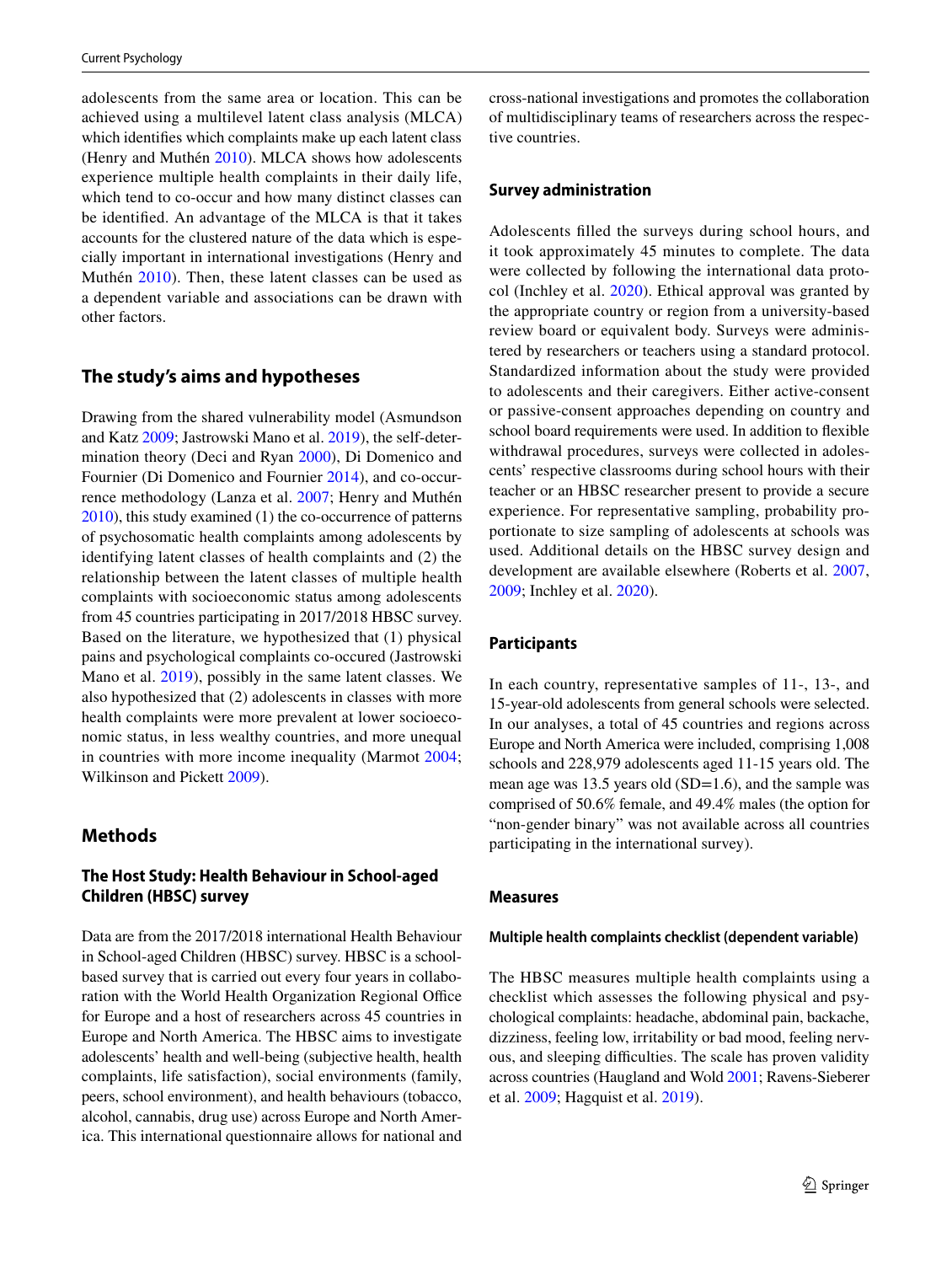adolescents from the same area or location. This can be achieved using a multilevel latent class analysis (MLCA) which identifies which complaints make up each latent class (Henry and Muthén 2010). MLCA shows how adolescents experience multiple health complaints in their daily life, which tend to co-occur and how many distinct classes can be identified. An advantage of the MLCA is that it takes accounts for the clustered nature of the data which is especially important in international investigations (Henry and Muthén 2010). Then, these latent classes can be used as a dependent variable and associations can be drawn with other factors.

## The study's aims and hypotheses

Drawing from the shared vulnerability model (Asmundson and Katz 2009; Jastrowski Mano et al. 2019), the self-determination theory (Deci and Ryan 2000), Di Domenico and Fournier (Di Domenico and Fournier 2014), and co-occurrence methodology (Lanza et al. 2007; Henry and Muthén 2010), this study examined (1) the co-occurrence of patterns of psychosomatic health complaints among adolescents by identifying latent classes of health complaints and (2) the relationship between the latent classes of multiple health complaints with socioeconomic status among adolescents from 45 countries participating in 2017/2018 HBSC survey. Based on the literature, we hypothesized that (1) physical pains and psychological complaints co-occured (Jastrowski Mano et al. 2019), possibly in the same latent classes. We also hypothesized that (2) adolescents in classes with more health complaints were more prevalent at lower socioeconomic status, in less wealthy countries, and more unequal in countries with more income inequality (Marmot 2004; Wilkinson and Pickett 2009).

## Methods

### The Host Study: Health Behaviour in School-aged Children (HBSC) survey

Data are from the 2017/2018 international Health Behaviour in School-aged Children (HBSC) survey. HBSC is a school-based survey that is carried out every four years in collaboration with the World Health Organization Regional Office for Europe and a host of researchers across 45 countries in Europe and North America. The HBSC aims to investigate adolescents' health and well-being (subjective health, health complaints, life satisfaction), social environments (family, peers, school environment), and health behaviours (tobacco, alcohol, cannabis, drug use) across Europe and North America. This international questionnaire allows for national and cross-national investigations and promotes the collaboration of multidisciplinary teams of researchers across the respective countries.

### Survey administration

Adolescents filled the surveys during school hours, and it took approximately 45 minutes to complete. The data were collected by following the international data protocol (Inchley et al. 2020). Ethical approval was granted by the appropriate country or region from a university-based review board or equivalent body. Surveys were administered by researchers or teachers using a standard protocol. Standardized information about the study were provided to adolescents and their caregivers. Either active-consent or passive-consent approaches depending on country and school board requirements were used. In addition to flexible withdrawal procedures, surveys were collected in adolescents' respective classrooms during school hours with their teacher or an HBSC researcher present to provide a secure experience. For representative sampling, probability proportionate to size sampling of adolescents at schools was used. Additional details on the HBSC survey design and development are available elsewhere (Roberts et al. 2007, 2009; Inchley et al. 2020).

### Participants

In each country, representative samples of 11-, 13-, and 15-year-old adolescents from general schools were selected. In our analyses, a total of 45 countries and regions across Europe and North America were included, comprising 1,008 schools and 228,979 adolescents aged 11-15 years old. The mean age was 13.5 years old (SD=1.6), and the sample was comprised of 50.6% female, and 49.4% males (the option for "non-gender binary" was not available across all countries participating in the international survey).

### Measures

#### Multiple health complaints checklist (dependent variable)

The HBSC measures multiple health complaints using a checklist which assesses the following physical and psychological complaints: headache, abdominal pain, backache, dizziness, feeling low, irritability or bad mood, feeling nervous, and sleeping difficulties. The scale has proven validity across countries (Haugland and Wold 2001; Ravens-Sieberer et al. 2009; Hagquist et al. 2019).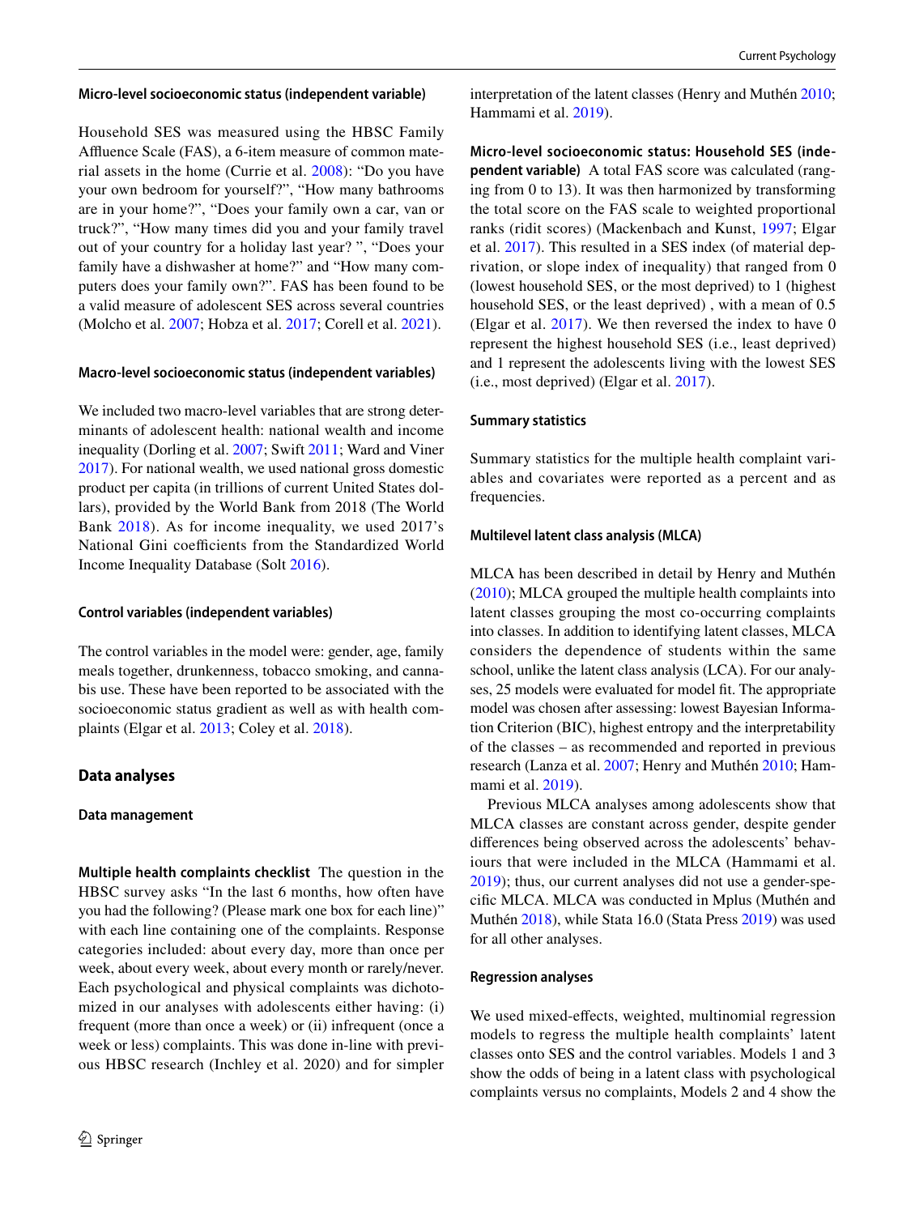#### Micro-level socioeconomic status (independent variable)

Household SES was measured using the HBSC Family Affluence Scale (FAS), a 6-item measure of common material assets in the home (Currie et al. 2008): "Do you have your own bedroom for yourself?", "How many bathrooms are in your home?", "Does your family own a car, van or truck?", "How many times did you and your family travel out of your country for a holiday last year? ", "Does your family have a dishwasher at home?" and "How many computers does your family own?". FAS has been found to be a valid measure of adolescent SES across several countries (Molcho et al. 2007; Hobza et al. 2017; Corell et al. 2021).

#### Macro-level socioeconomic status (independent variables)

We included two macro-level variables that are strong determinants of adolescent health: national wealth and income inequality (Dorling et al. 2007; Swift 2011; Ward and Viner 2017). For national wealth, we used national gross domestic product per capita (in trillions of current United States dollars), provided by the World Bank from 2018 (The World Bank 2018). As for income inequality, we used 2017's National Gini coefficients from the Standardized World Income Inequality Database (Solt 2016).

#### Control variables (independent variables)

The control variables in the model were: gender, age, family meals together, drunkenness, tobacco smoking, and cannabis use. These have been reported to be associated with the socioeconomic status gradient as well as with health complaints (Elgar et al. 2013; Coley et al. 2018).

### Data analyses

#### Data management

**Multiple health complaints checklist** The question in the HBSC survey asks "In the last 6 months, how often have you had the following? (Please mark one box for each line)" with each line containing one of the complaints. Response categories included: about every day, more than once per week, about every week, about every month or rarely/never. Each psychological and physical complaints was dichotomized in our analyses with adolescents either having: (i) frequent (more than once a week) or (ii) infrequent (once a week or less) complaints. This was done in-line with previous HBSC research (Inchley et al. 2020) and for simpler interpretation of the latent classes (Henry and Muthén 2010; Hammami et al. 2019).

**Micro-level socioeconomic status: Household SES (independent variable)** A total FAS score was calculated (ranging from 0 to 13). It was then harmonized by transforming the total score on the FAS scale to weighted proportional ranks (ridit scores) (Mackenbach and Kunst, 1997; Elgar et al. 2017). This resulted in a SES index (of material deprivation, or slope index of inequality) that ranged from 0 (lowest household SES, or the most deprived) to 1 (highest household SES, or the least deprived) , with a mean of 0.5 (Elgar et al. 2017). We then reversed the index to have 0 represent the highest household SES (i.e., least deprived) and 1 represent the adolescents living with the lowest SES (i.e., most deprived) (Elgar et al. 2017).

#### Summary statistics

Summary statistics for the multiple health complaint variables and covariates were reported as a percent and as frequencies.

#### Multilevel latent class analysis (MLCA)

MLCA has been described in detail by Henry and Muthén (2010); MLCA grouped the multiple health complaints into latent classes grouping the most co-occurring complaints into classes. In addition to identifying latent classes, MLCA considers the dependence of students within the same school, unlike the latent class analysis (LCA). For our analyses, 25 models were evaluated for model fit. The appropriate model was chosen after assessing: lowest Bayesian Information Criterion (BIC), highest entropy and the interpretability of the classes – as recommended and reported in previous research (Lanza et al. 2007; Henry and Muthén 2010; Hammami et al. 2019).

Previous MLCA analyses among adolescents show that MLCA classes are constant across gender, despite gender differences being observed across the adolescents' behaviours that were included in the MLCA (Hammami et al. 2019); thus, our current analyses did not use a gender-specific MLCA. MLCA was conducted in Mplus (Muthén and Muthén 2018), while Stata 16.0 (Stata Press 2019) was used for all other analyses.

#### Regression analyses

We used mixed-effects, weighted, multinomial regression models to regress the multiple health complaints' latent classes onto SES and the control variables. Models 1 and 3 show the odds of being in a latent class with psychological complaints versus no complaints, Models 2 and 4 show the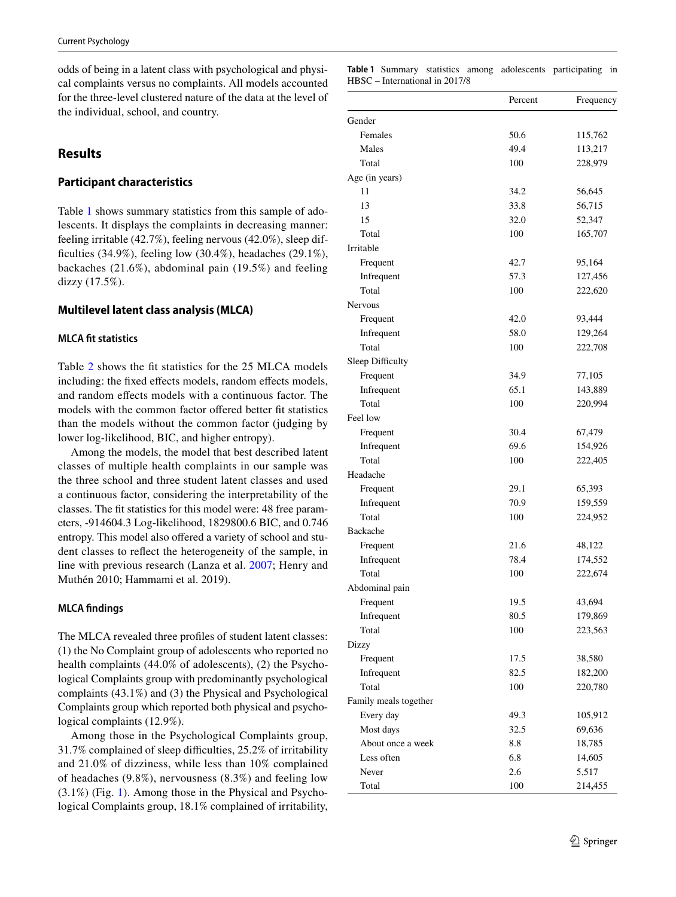odds of being in a latent class with psychological and physical complaints versus no complaints. All models accounted for the three-level clustered nature of the data at the level of the individual, school, and country.

## Results

### Participant characteristics

Table 1 shows summary statistics from this sample of adolescents. It displays the complaints in decreasing manner: feeling irritable (42.7%), feeling nervous (42.0%), sleep difficulties (34.9%), feeling low (30.4%), headaches (29.1%), backaches (21.6%), abdominal pain (19.5%) and feeling dizzy (17.5%).

### Multilevel latent class analysis (MLCA)

#### MLCA fit statistics

Table 2 shows the fit statistics for the 25 MLCA models including: the fixed effects models, random effects models, and random effects models with a continuous factor. The models with the common factor offered better fit statistics than the models without the common factor (judging by lower log-likelihood, BIC, and higher entropy).

Among the models, the model that best described latent classes of multiple health complaints in our sample was the three school and three student latent classes and used a continuous factor, considering the interpretability of the classes. The fit statistics for this model were: 48 free parameters, -914604.3 Log-likelihood, 1829800.6 BIC, and 0.746 entropy. This model also offered a variety of school and student classes to reflect the heterogeneity of the sample, in line with previous research (Lanza et al. 2007; Henry and Muthén 2010; Hammami et al. 2019).

#### MLCA findings

The MLCA revealed three profiles of student latent classes: (1) the No Complaint group of adolescents who reported no health complaints (44.0% of adolescents), (2) the Psychological Complaints group with predominantly psychological complaints (43.1%) and (3) the Physical and Psychological Complaints group which reported both physical and psychological complaints (12.9%).

Among those in the Psychological Complaints group, 31.7% complained of sleep difficulties, 25.2% of irritability and 21.0% of dizziness, while less than 10% complained of headaches (9.8%), nervousness (8.3%) and feeling low (3.1%) (Fig. 1). Among those in the Physical and Psychological Complaints group, 18.1% complained of irritability,

**Table 1** Summary statistics among adolescents participating in HBSC – International in 2017/8

| | Percent | Frequency |
|---|---|---|
| Gender | | |
| Females | 50.6 | 115,762 |
| Males | 49.4 | 113,217 |
| Total | 100 | 228,979 |
| Age (in years) | | |
| 11 | 34.2 | 56,645 |
| 13 | 33.8 | 56,715 |
| 15 | 32.0 | 52,347 |
| Total | 100 | 165,707 |
| Irritable | | |
| Frequent | 42.7 | 95,164 |
| Infrequent | 57.3 | 127,456 |
| Total | 100 | 222,620 |
| Nervous | | |
| Frequent | 42.0 | 93,444 |
| Infrequent | 58.0 | 129,264 |
| Total | 100 | 222,708 |
| Sleep Difficulty | | |
| Frequent | 34.9 | 77,105 |
| Infrequent | 65.1 | 143,889 |
| Total | 100 | 220,994 |
| Feel low | | |
| Frequent | 30.4 | 67,479 |
| Infrequent | 69.6 | 154,926 |
| Total | 100 | 222,405 |
| Headache | | |
| Frequent | 29.1 | 65,393 |
| Infrequent | 70.9 | 159,559 |
| Total | 100 | 224,952 |
| Backache | | |
| Frequent | 21.6 | 48,122 |
| Infrequent | 78.4 | 174,552 |
| Total | 100 | 222,674 |
| Abdominal pain | | |
| Frequent | 19.5 | 43,694 |
| Infrequent | 80.5 | 179,869 |
| Total | 100 | 223,563 |
| Dizzy | | |
| Frequent | 17.5 | 38,580 |
| Infrequent | 82.5 | 182,200 |
| Total | 100 | 220,780 |
| Family meals together | | |
| Every day | 49.3 | 105,912 |
| Most days | 32.5 | 69,636 |
| About once a week | 8.8 | 18,785 |
| Less often | 6.8 | 14,605 |
| Never | 2.6 | 5,517 |
| Total | 100 | 214,455 |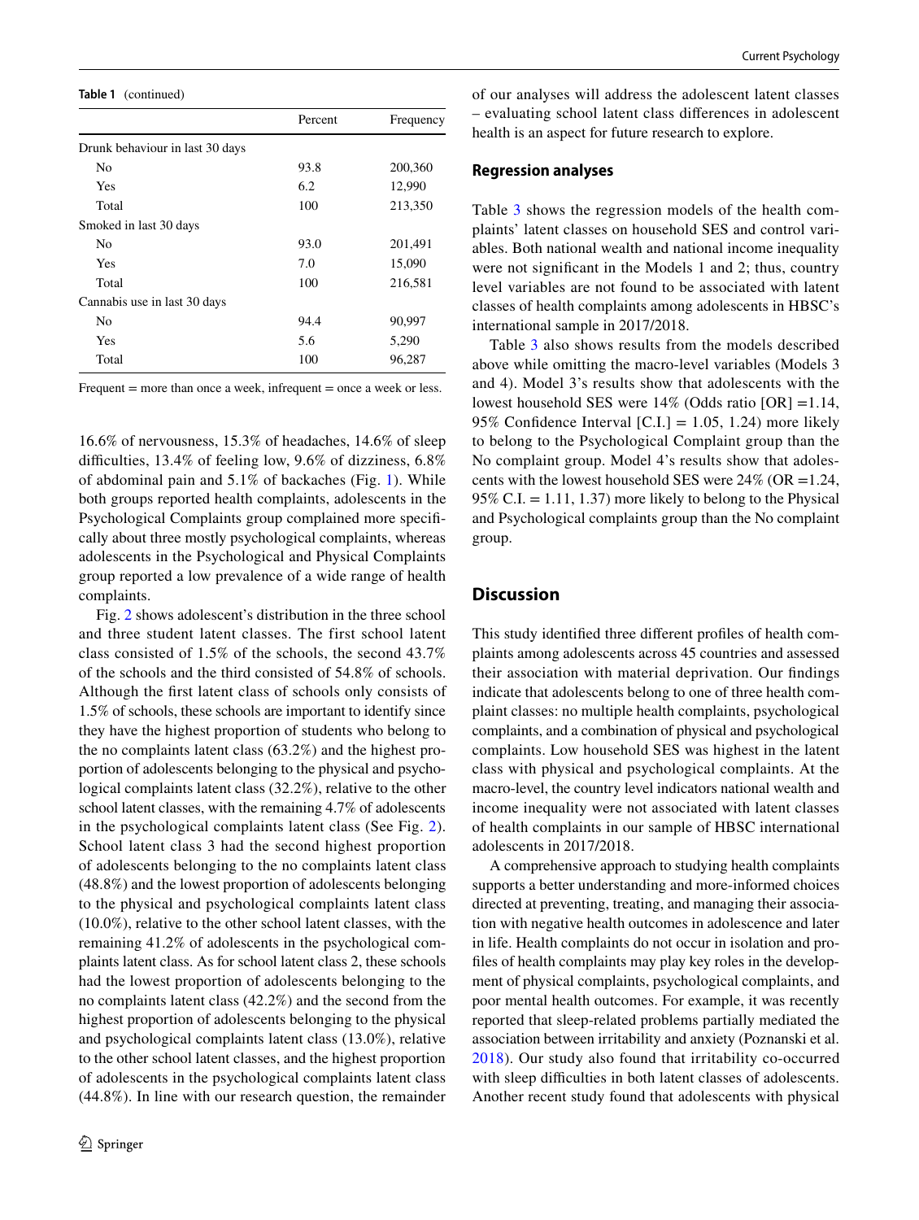**Table 1** (continued)

| | Percent | Frequency |
|---|---|---|
| Drunk behaviour in last 30 days | | |
| No | 93.8 | 200,360 |
| Yes | 6.2 | 12,990 |
| Total | 100 | 213,350 |
| Smoked in last 30 days | | |
| No | 93.0 | 201,491 |
| Yes | 7.0 | 15,090 |
| Total | 100 | 216,581 |
| Cannabis use in last 30 days | | |
| No | 94.4 | 90,997 |
| Yes | 5.6 | 5,290 |
| Total | 100 | 96,287 |

Frequent = more than once a week, infrequent = once a week or less.

16.6% of nervousness, 15.3% of headaches, 14.6% of sleep difficulties, 13.4% of feeling low, 9.6% of dizziness, 6.8% of abdominal pain and 5.1% of backaches (Fig. 1). While both groups reported health complaints, adolescents in the Psychological Complaints group complained more specifically about three mostly psychological complaints, whereas adolescents in the Psychological and Physical Complaints group reported a low prevalence of a wide range of health complaints.

Fig. 2 shows adolescent's distribution in the three school and three student latent classes. The first school latent class consisted of 1.5% of the schools, the second 43.7% of the schools and the third consisted of 54.8% of schools. Although the first latent class of schools only consists of 1.5% of schools, these schools are important to identify since they have the highest proportion of students who belong to the no complaints latent class (63.2%) and the highest proportion of adolescents belonging to the physical and psychological complaints latent class (32.2%), relative to the other school latent classes, with the remaining 4.7% of adolescents in the psychological complaints latent class (See Fig. 2). School latent class 3 had the second highest proportion of adolescents belonging to the no complaints latent class (48.8%) and the lowest proportion of adolescents belonging to the physical and psychological complaints latent class (10.0%), relative to the other school latent classes, with the remaining 41.2% of adolescents in the psychological complaints latent class. As for school latent class 2, these schools had the lowest proportion of adolescents belonging to the no complaints latent class (42.2%) and the second from the highest proportion of adolescents belonging to the physical and psychological complaints latent class (13.0%), relative to the other school latent classes, and the highest proportion of adolescents in the psychological complaints latent class (44.8%). In line with our research question, the remainder of our analyses will address the adolescent latent classes – evaluating school latent class differences in adolescent health is an aspect for future research to explore.

### Regression analyses

Table 3 shows the regression models of the health complaints' latent classes on household SES and control variables. Both national wealth and national income inequality were not significant in the Models 1 and 2; thus, country level variables are not found to be associated with latent classes of health complaints among adolescents in HBSC's international sample in 2017/2018.

Table 3 also shows results from the models described above while omitting the macro-level variables (Models 3 and 4). Model 3's results show that adolescents with the lowest household SES were 14% (Odds ratio [OR] =1.14, 95% Confidence Interval [C.I.] = 1.05, 1.24) more likely to belong to the Psychological Complaint group than the No complaint group. Model 4's results show that adolescents with the lowest household SES were 24% (OR =1.24, 95% C.I. = 1.11, 1.37) more likely to belong to the Physical and Psychological complaints group than the No complaint group.

## Discussion

This study identified three different profiles of health complaints among adolescents across 45 countries and assessed their association with material deprivation. Our findings indicate that adolescents belong to one of three health complaint classes: no multiple health complaints, psychological complaints, and a combination of physical and psychological complaints. Low household SES was highest in the latent class with physical and psychological complaints. At the macro-level, the country level indicators national wealth and income inequality were not associated with latent classes of health complaints in our sample of HBSC international adolescents in 2017/2018.

A comprehensive approach to studying health complaints supports a better understanding and more-informed choices directed at preventing, treating, and managing their association with negative health outcomes in adolescence and later in life. Health complaints do not occur in isolation and profiles of health complaints may play key roles in the development of physical complaints, psychological complaints, and poor mental health outcomes. For example, it was recently reported that sleep-related problems partially mediated the association between irritability and anxiety (Poznanski et al. 2018). Our study also found that irritability co-occurred with sleep difficulties in both latent classes of adolescents. Another recent study found that adolescents with physical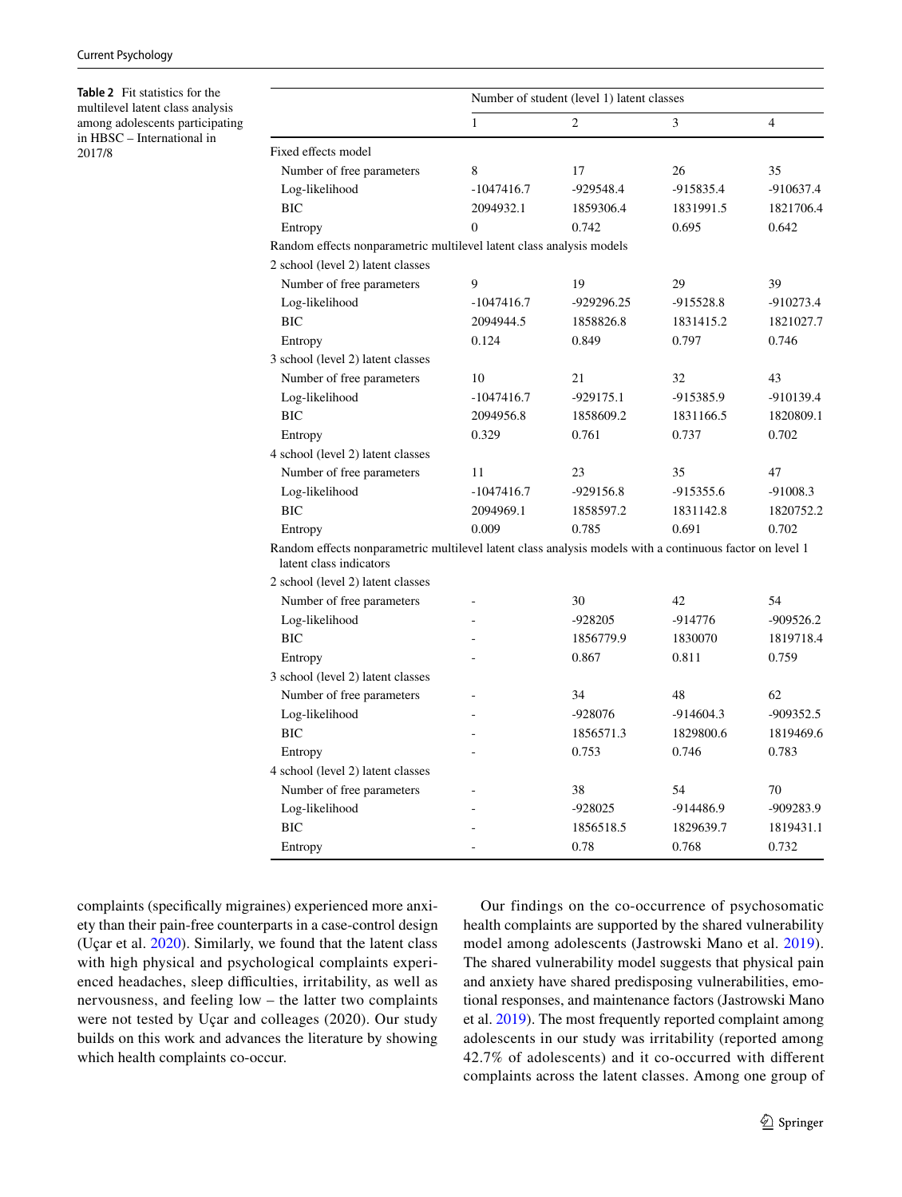**Table 2** Fit statistics for the multilevel latent class analysis among adolescents participating in HBSC – International in 2017/8

| | Number of student (level 1) latent classes | | | |
|---|---|---|---|---|
| | 1 | 2 | 3 | 4 |
| Fixed effects model | | | | |
| Number of free parameters | 8 | 17 | 26 | 35 |
| Log-likelihood | -1047416.7 | -929548.4 | -915835.4 | -910637.4 |
| BIC | 2094932.1 | 1859306.4 | 1831991.5 | 1821706.4 |
| Entropy | 0 | 0.742 | 0.695 | 0.642 |
| Random effects nonparametric multilevel latent class analysis models | | | | |
| 2 school (level 2) latent classes | | | | |
| Number of free parameters | 9 | 19 | 29 | 39 |
| Log-likelihood | -1047416.7 | -929296.25 | -915528.8 | -910273.4 |
| BIC | 2094944.5 | 1858826.8 | 1831415.2 | 1821027.7 |
| Entropy | 0.124 | 0.849 | 0.797 | 0.746 |
| 3 school (level 2) latent classes | | | | |
| Number of free parameters | 10 | 21 | 32 | 43 |
| Log-likelihood | -1047416.7 | -929175.1 | -915385.9 | -910139.4 |
| BIC | 2094956.8 | 1858609.2 | 1831166.5 | 1820809.1 |
| Entropy | 0.329 | 0.761 | 0.737 | 0.702 |
| 4 school (level 2) latent classes | | | | |
| Number of free parameters | 11 | 23 | 35 | 47 |
| Log-likelihood | -1047416.7 | -929156.8 | -915355.6 | -91008.3 |
| BIC | 2094969.1 | 1858597.2 | 1831142.8 | 1820752.2 |
| Entropy | 0.009 | 0.785 | 0.691 | 0.702 |
| Random effects nonparametric multilevel latent class analysis models with a continuous factor on level 1 latent class indicators | | | | |
| 2 school (level 2) latent classes | | | | |
| Number of free parameters | - | 30 | 42 | 54 |
| Log-likelihood | - | -928205 | -914776 | -909526.2 |
| BIC | - | 1856779.9 | 1830070 | 1819718.4 |
| Entropy | - | 0.867 | 0.811 | 0.759 |
| 3 school (level 2) latent classes | | | | |
| Number of free parameters | - | 34 | 48 | 62 |
| Log-likelihood | - | -928076 | -914604.3 | -909352.5 |
| BIC | - | 1856571.3 | 1829800.6 | 1819469.6 |
| Entropy | - | 0.753 | 0.746 | 0.783 |
| 4 school (level 2) latent classes | | | | |
| Number of free parameters | - | 38 | 54 | 70 |
| Log-likelihood | - | -928025 | -914486.9 | -909283.9 |
| BIC | - | 1856518.5 | 1829639.7 | 1819431.1 |
| Entropy | - | 0.78 | 0.768 | 0.732 |

complaints (specifically migraines) experienced more anxiety than their pain-free counterparts in a case-control design (Uçar et al. 2020). Similarly, we found that the latent class with high physical and psychological complaints experienced headaches, sleep difficulties, irritability, as well as nervousness, and feeling low – the latter two complaints were not tested by Uçar and colleages (2020). Our study builds on this work and advances the literature by showing which health complaints co-occur.

Our findings on the co-occurrence of psychosomatic health complaints are supported by the shared vulnerability model among adolescents (Jastrowski Mano et al. 2019). The shared vulnerability model suggests that physical pain and anxiety have shared predisposing vulnerabilities, emotional responses, and maintenance factors (Jastrowski Mano et al. 2019). The most frequently reported complaint among adolescents in our study was irritability (reported among 42.7% of adolescents) and it co-occurred with different complaints across the latent classes. Among one group of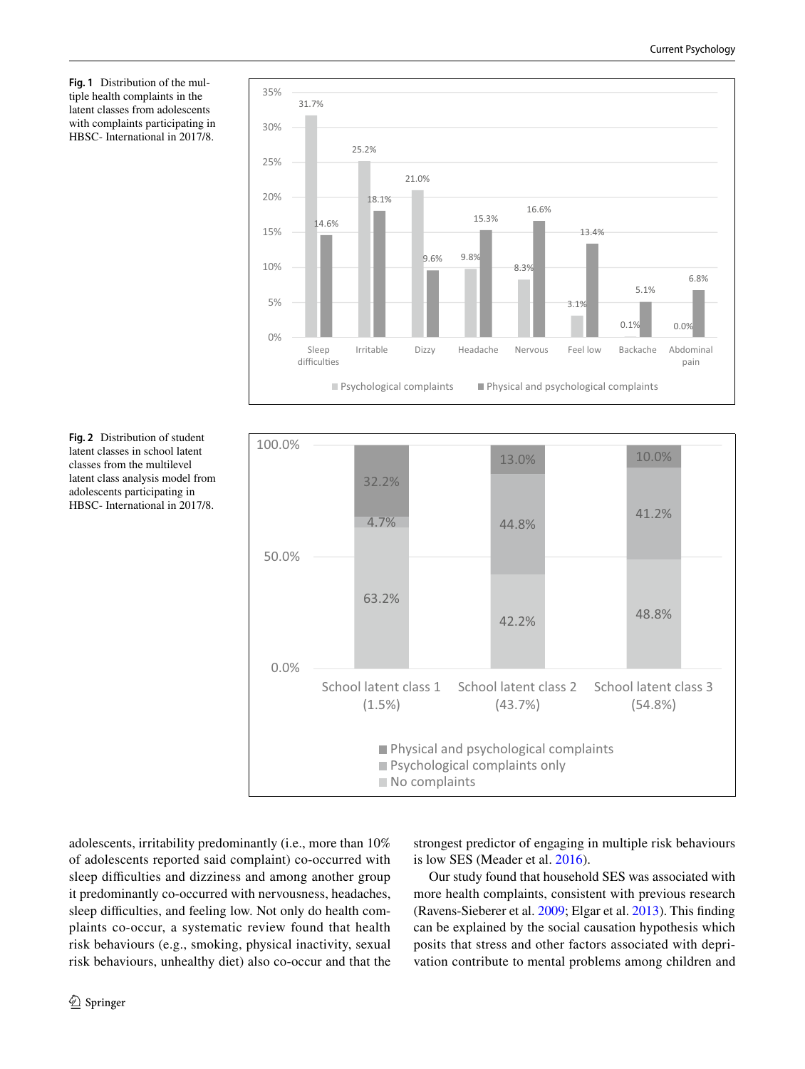**Fig. 1** Distribution of the multiple health complaints in the latent classes from adolescents with complaints participating in HBSC- International in 2017/8.

**Fig. 2** Distribution of student latent classes in school latent classes from the multilevel latent class analysis model from adolescents participating in HBSC- International in 2017/8.

adolescents, irritability predominantly (i.e., more than 10% of adolescents reported said complaint) co-occurred with sleep difficulties and dizziness and among another group it predominantly co-occurred with nervousness, headaches, sleep difficulties, and feeling low. Not only do health complaints co-occur, a systematic review found that health risk behaviours (e.g., smoking, physical inactivity, sexual risk behaviours, unhealthy diet) also co-occur and that the strongest predictor of engaging in multiple risk behaviours is low SES (Meader et al. 2016).

Our study found that household SES was associated with more health complaints, consistent with previous research (Ravens-Sieberer et al. 2009; Elgar et al. 2013). This finding can be explained by the social causation hypothesis which posits that stress and other factors associated with deprivation contribute to mental problems among children and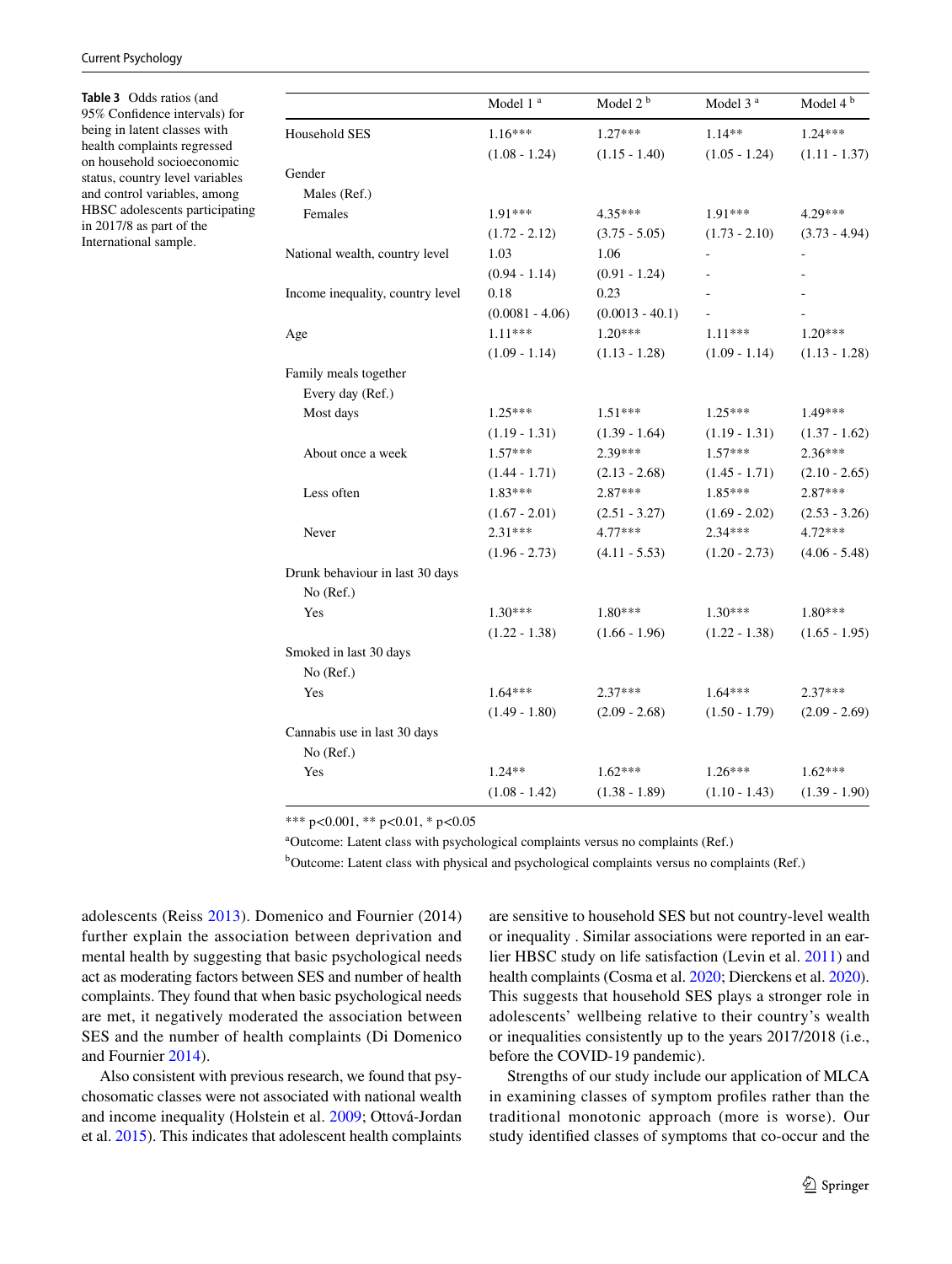**Table 3** Odds ratios (and 95% Confidence intervals) for being in latent classes with health complaints regressed on household socioeconomic status, country level variables and control variables, among HBSC adolescents participating in 2017/8 as part of the International sample.

| | Model 1 [a] | Model 2 [b] | Model 3 [a] | Model 4 [b] |
|---|---|---|---|---|
| Household SES | 1.16*** | 1.27*** | 1.14** | 1.24*** |
| | (1.08 - 1.24) | (1.15 - 1.40) | (1.05 - 1.24) | (1.11 - 1.37) |
| Gender | | | | |
| Males (Ref.) | | | | |
| Females | 1.91*** | 4.35*** | 1.91*** | 4.29*** |
| | (1.72 - 2.12) | (3.75 - 5.05) | (1.73 - 2.10) | (3.73 - 4.94) |
| National wealth, country level | 1.03 | 1.06 | - | - |
| | (0.94 - 1.14) | (0.91 - 1.24) | - | - |
| Income inequality, country level | 0.18 | 0.23 | - | - |
| | (0.0081 - 4.06) | (0.0013 - 40.1) | - | - |
| Age | 1.11*** | 1.20*** | 1.11*** | 1.20*** |
| | (1.09 - 1.14) | (1.13 - 1.28) | (1.09 - 1.14) | (1.13 - 1.28) |
| Family meals together | | | | |
| Every day (Ref.) | | | | |
| Most days | 1.25*** | 1.51*** | 1.25*** | 1.49*** |
| | (1.19 - 1.31) | (1.39 - 1.64) | (1.19 - 1.31) | (1.37 - 1.62) |
| About once a week | 1.57*** | 2.39*** | 1.57*** | 2.36*** |
| | (1.44 - 1.71) | (2.13 - 2.68) | (1.45 - 1.71) | (2.10 - 2.65) |
| Less often | 1.83*** | 2.87*** | 1.85*** | 2.87*** |
| | (1.67 - 2.01) | (2.51 - 3.27) | (1.69 - 2.02) | (2.53 - 3.26) |
| Never | 2.31*** | 4.77*** | 2.34*** | 4.72*** |
| | (1.96 - 2.73) | (4.11 - 5.53) | (1.20 - 2.73) | (4.06 - 5.48) |
| Drunk behaviour in last 30 days | | | | |
| No (Ref.) | | | | |
| Yes | 1.30*** | 1.80*** | 1.30*** | 1.80*** |
| | (1.22 - 1.38) | (1.66 - 1.96) | (1.22 - 1.38) | (1.65 - 1.95) |
| Smoked in last 30 days | | | | |
| No (Ref.) | | | | |
| Yes | 1.64*** | 2.37*** | 1.64*** | 2.37*** |
| | (1.49 - 1.80) | (2.09 - 2.68) | (1.50 - 1.79) | (2.09 - 2.69) |
| Cannabis use in last 30 days | | | | |
| No (Ref.) | | | | |
| Yes | 1.24** | 1.62*** | 1.26*** | 1.62*** |
| | (1.08 - 1.42) | (1.38 - 1.89) | (1.10 - 1.43) | (1.39 - 1.90) |

*** p<0.001, ** p<0.01, * p<0.05

[a]Outcome: Latent class with psychological complaints versus no complaints (Ref.)

[b]Outcome: Latent class with physical and psychological complaints versus no complaints (Ref.)

adolescents (Reiss 2013). Domenico and Fournier (2014) further explain the association between deprivation and mental health by suggesting that basic psychological needs act as moderating factors between SES and number of health complaints. They found that when basic psychological needs are met, it negatively moderated the association between SES and the number of health complaints (Di Domenico and Fournier 2014).

Also consistent with previous research, we found that psychosomatic classes were not associated with national wealth and income inequality (Holstein et al. 2009; Ottová-Jordan et al. 2015). This indicates that adolescent health complaints are sensitive to household SES but not country-level wealth or inequality . Similar associations were reported in an earlier HBSC study on life satisfaction (Levin et al. 2011) and health complaints (Cosma et al. 2020; Dierckens et al. 2020). This suggests that household SES plays a stronger role in adolescents' wellbeing relative to their country's wealth or inequalities consistently up to the years 2017/2018 (i.e., before the COVID-19 pandemic).

Strengths of our study include our application of MLCA in examining classes of symptom profiles rather than the traditional monotonic approach (more is worse). Our study identified classes of symptoms that co-occur and the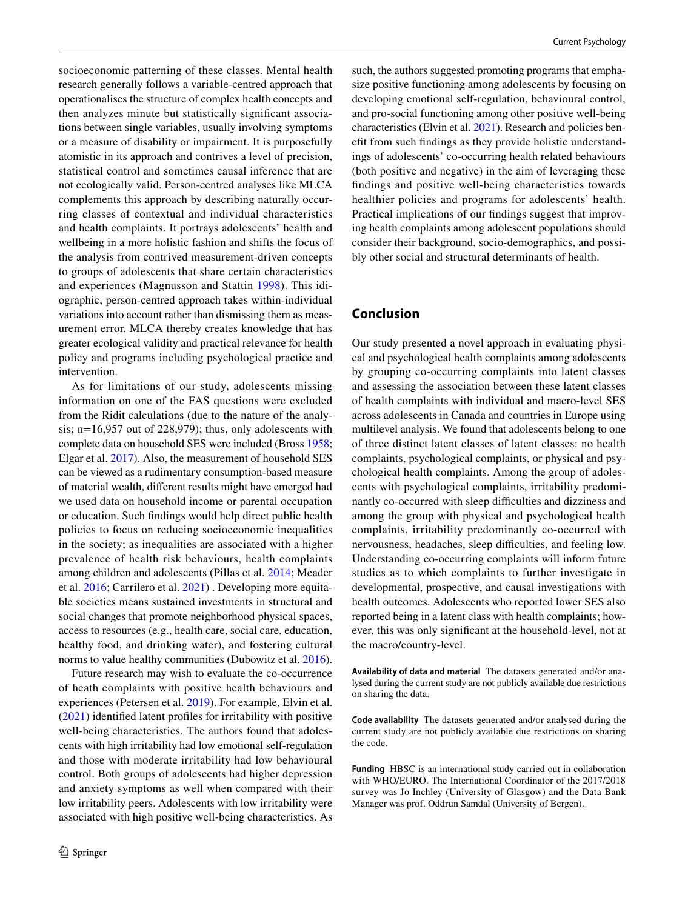socioeconomic patterning of these classes. Mental health research generally follows a variable-centred approach that operationalises the structure of complex health concepts and then analyzes minute but statistically significant associations between single variables, usually involving symptoms or a measure of disability or impairment. It is purposefully atomistic in its approach and contrives a level of precision, statistical control and sometimes causal inference that are not ecologically valid. Person-centred analyses like MLCA complements this approach by describing naturally occurring classes of contextual and individual characteristics and health complaints. It portrays adolescents' health and wellbeing in a more holistic fashion and shifts the focus of the analysis from contrived measurement-driven concepts to groups of adolescents that share certain characteristics and experiences (Magnusson and Stattin 1998). This idiographic, person-centred approach takes within-individual variations into account rather than dismissing them as measurement error. MLCA thereby creates knowledge that has greater ecological validity and practical relevance for health policy and programs including psychological practice and intervention.

As for limitations of our study, adolescents missing information on one of the FAS questions were excluded from the Ridit calculations (due to the nature of the analysis; n=16,957 out of 228,979); thus, only adolescents with complete data on household SES were included (Bross 1958; Elgar et al. 2017). Also, the measurement of household SES can be viewed as a rudimentary consumption-based measure of material wealth, different results might have emerged had we used data on household income or parental occupation or education. Such findings would help direct public health policies to focus on reducing socioeconomic inequalities in the society; as inequalities are associated with a higher prevalence of health risk behaviours, health complaints among children and adolescents (Pillas et al. 2014; Meader et al. 2016; Carrilero et al. 2021) . Developing more equitable societies means sustained investments in structural and social changes that promote neighborhood physical spaces, access to resources (e.g., health care, social care, education, healthy food, and drinking water), and fostering cultural norms to value healthy communities (Dubowitz et al. 2016).

Future research may wish to evaluate the co-occurrence of heath complaints with positive health behaviours and experiences (Petersen et al. 2019). For example, Elvin et al. (2021) identified latent profiles for irritability with positive well-being characteristics. The authors found that adolescents with high irritability had low emotional self-regulation and those with moderate irritability had low behavioural control. Both groups of adolescents had higher depression and anxiety symptoms as well when compared with their low irritability peers. Adolescents with low irritability were associated with high positive well-being characteristics. As such, the authors suggested promoting programs that emphasize positive functioning among adolescents by focusing on developing emotional self-regulation, behavioural control, and pro-social functioning among other positive well-being characteristics (Elvin et al. 2021). Research and policies benefit from such findings as they provide holistic understandings of adolescents' co-occurring health related behaviours (both positive and negative) in the aim of leveraging these findings and positive well-being characteristics towards healthier policies and programs for adolescents' health. Practical implications of our findings suggest that improving health complaints among adolescent populations should consider their background, socio-demographics, and possibly other social and structural determinants of health.

## Conclusion

Our study presented a novel approach in evaluating physical and psychological health complaints among adolescents by grouping co-occurring complaints into latent classes and assessing the association between these latent classes of health complaints with individual and macro-level SES across adolescents in Canada and countries in Europe using multilevel analysis. We found that adolescents belong to one of three distinct latent classes of latent classes: no health complaints, psychological complaints, or physical and psychological health complaints. Among the group of adolescents with psychological complaints, irritability predominantly co-occurred with sleep difficulties and dizziness and among the group with physical and psychological health complaints, irritability predominantly co-occurred with nervousness, headaches, sleep difficulties, and feeling low. Understanding co-occurring complaints will inform future studies as to which complaints to further investigate in developmental, prospective, and causal investigations with health outcomes. Adolescents who reported lower SES also reported being in a latent class with health complaints; however, this was only significant at the household-level, not at the macro/country-level.

**Availability of data and material** The datasets generated and/or analysed during the current study are not publicly available due restrictions on sharing the data.

**Code availability** The datasets generated and/or analysed during the current study are not publicly available due restrictions on sharing the code.

**Funding** HBSC is an international study carried out in collaboration with WHO/EURO. The International Coordinator of the 2017/2018 survey was Jo Inchley (University of Glasgow) and the Data Bank Manager was prof. Oddrun Samdal (University of Bergen).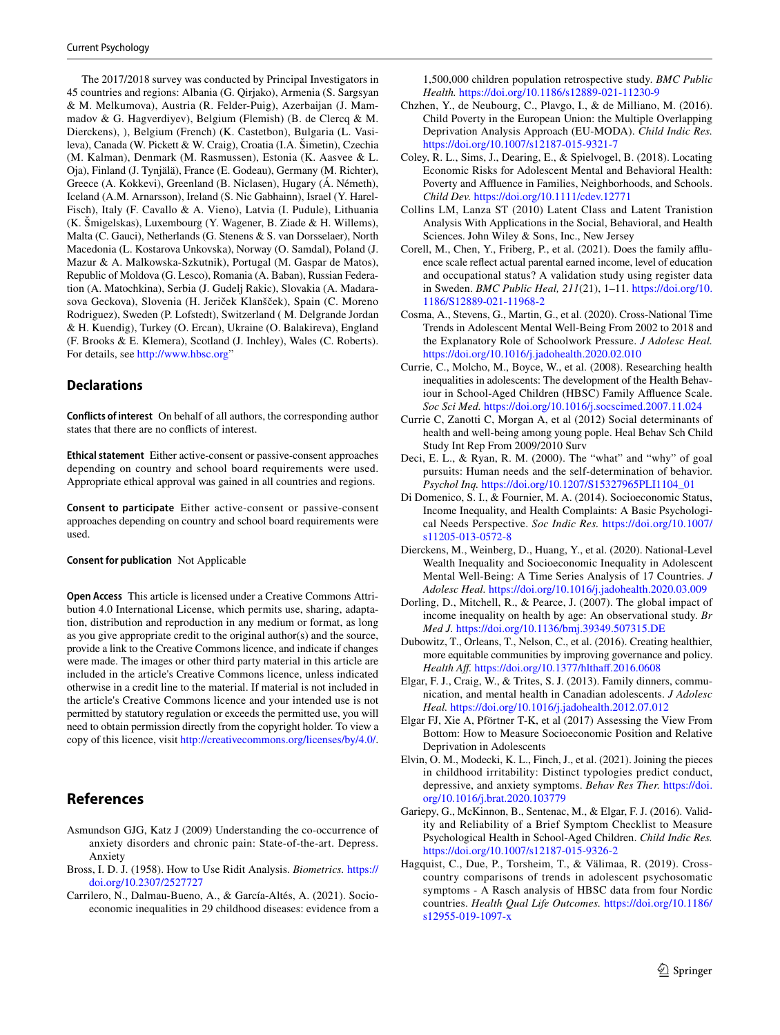The 2017/2018 survey was conducted by Principal Investigators in 45 countries and regions: Albania (G. Qirjako), Armenia (S. Sargsyan & M. Melkumova), Austria (R. Felder-Puig), Azerbaijan (J. Mammadov & G. Hagverdiyev), Belgium (Flemish) (B. de Clercq & M. Dierckens), ), Belgium (French) (K. Castetbon), Bulgaria (L. Vasileva), Canada (W. Pickett & W. Craig), Croatia (I.A. Šimetin), Czechia (M. Kalman), Denmark (M. Rasmussen), Estonia (K. Aasvee & L. Oja), Finland (J. Tynjälä), France (E. Godeau), Germany (M. Richter), Greece (A. Kokkevi), Greenland (B. Niclasen), Hugary (Á. Németh), Iceland (A.M. Arnarsson), Ireland (S. Nic Gabhainn), Israel (Y. Harel-Fisch), Italy (F. Cavallo & A. Vieno), Latvia (I. Pudule), Lithuania (K. Šmigelskas), Luxembourg (Y. Wagener, B. Ziade & H. Willems), Malta (C. Gauci), Netherlands (G. Stenens & S. van Dorsselaer), North Macedonia (L. Kostarova Unkovska), Norway (O. Samdal), Poland (J. Mazur & A. Malkowska-Szkutnik), Portugal (M. Gaspar de Matos), Republic of Moldova (G. Lesco), Romania (A. Baban), Russian Federation (A. Matochkina), Serbia (J. Gudelj Rakic), Slovakia (A. Madarasova Geckova), Slovenia (H. Jeriček Klanšček), Spain (C. Moreno Rodriguez), Sweden (P. Lofstedt), Switzerland ( M. Delgrande Jordan & H. Kuendig), Turkey (O. Ercan), Ukraine (O. Balakireva), England (F. Brooks & E. Klemera), Scotland (J. Inchley), Wales (C. Roberts). For details, see http://www.hbsc.org"

## Declarations

**Conflicts of interest** On behalf of all authors, the corresponding author states that there are no conflicts of interest.

**Ethical statement** Either active-consent or passive-consent approaches depending on country and school board requirements were used. Appropriate ethical approval was gained in all countries and regions.

**Consent to participate** Either active-consent or passive-consent approaches depending on country and school board requirements were used.

**Consent for publication** Not Applicable

**Open Access** This article is licensed under a Creative Commons Attribution 4.0 International License, which permits use, sharing, adaptation, distribution and reproduction in any medium or format, as long as you give appropriate credit to the original author(s) and the source, provide a link to the Creative Commons licence, and indicate if changes were made. The images or other third party material in this article are included in the article's Creative Commons licence, unless indicated otherwise in a credit line to the material. If material is not included in the article's Creative Commons licence and your intended use is not permitted by statutory regulation or exceeds the permitted use, you will need to obtain permission directly from the copyright holder. To view a copy of this licence, visit http://creativecommons.org/licenses/by/4.0/.

## References

Asmundson GJG, Katz J (2009) Understanding the co-occurrence of anxiety disorders and chronic pain: State-of-the-art. Depress. Anxiety

Bross, I. D. J. (1958). How to Use Ridit Analysis. *Biometrics.* https://doi.org/10.2307/2527727

Carrilero, N., Dalmau-Bueno, A., & García-Altés, A. (2021). Socioeconomic inequalities in 29 childhood diseases: evidence from a 1,500,000 children population retrospective study. *BMC Public Health.* https://doi.org/10.1186/s12889-021-11230-9

Chzhen, Y., de Neubourg, C., Plavgo, I., & de Milliano, M. (2016). Child Poverty in the European Union: the Multiple Overlapping Deprivation Analysis Approach (EU-MODA). *Child Indic Res.* https://doi.org/10.1007/s12187-015-9321-7

Coley, R. L., Sims, J., Dearing, E., & Spielvogel, B. (2018). Locating Economic Risks for Adolescent Mental and Behavioral Health: Poverty and Affluence in Families, Neighborhoods, and Schools. *Child Dev.* https://doi.org/10.1111/cdev.12771

Collins LM, Lanza ST (2010) Latent Class and Latent Tranistion Analysis With Applications in the Social, Behavioral, and Health Sciences. John Wiley & Sons, Inc., New Jersey

Corell, M., Chen, Y., Friberg, P., et al. (2021). Does the family affluence scale reflect actual parental earned income, level of education and occupational status? A validation study using register data in Sweden. *BMC Public Heal, 211*(21), 1–11. https://doi.org/10.1186/S12889-021-11968-2

Cosma, A., Stevens, G., Martin, G., et al. (2020). Cross-National Time Trends in Adolescent Mental Well-Being From 2002 to 2018 and the Explanatory Role of Schoolwork Pressure. *J Adolesc Heal.* https://doi.org/10.1016/j.jadohealth.2020.02.010

Currie, C., Molcho, M., Boyce, W., et al. (2008). Researching health inequalities in adolescents: The development of the Health Behaviour in School-Aged Children (HBSC) Family Affluence Scale. *Soc Sci Med.* https://doi.org/10.1016/j.socscimed.2007.11.024

Currie C, Zanotti C, Morgan A, et al (2012) Social determinants of health and well-being among young pople. Heal Behav Sch Child Study Int Rep From 2009/2010 Surv

Deci, E. L., & Ryan, R. M. (2000). The "what" and "why" of goal pursuits: Human needs and the self-determination of behavior. *Psychol Inq.* https://doi.org/10.1207/S15327965PLI1104_01

Di Domenico, S. I., & Fournier, M. A. (2014). Socioeconomic Status, Income Inequality, and Health Complaints: A Basic Psychological Needs Perspective. *Soc Indic Res.* https://doi.org/10.1007/s11205-013-0572-8

Dierckens, M., Weinberg, D., Huang, Y., et al. (2020). National-Level Wealth Inequality and Socioeconomic Inequality in Adolescent Mental Well-Being: A Time Series Analysis of 17 Countries. *J Adolesc Heal.* https://doi.org/10.1016/j.jadohealth.2020.03.009

Dorling, D., Mitchell, R., & Pearce, J. (2007). The global impact of income inequality on health by age: An observational study. *Br Med J.* https://doi.org/10.1136/bmj.39349.507315.DE

Dubowitz, T., Orleans, T., Nelson, C., et al. (2016). Creating healthier, more equitable communities by improving governance and policy. *Health Aff.* https://doi.org/10.1377/hlthaff.2016.0608

Elgar, F. J., Craig, W., & Trites, S. J. (2013). Family dinners, communication, and mental health in Canadian adolescents. *J Adolesc Heal.* https://doi.org/10.1016/j.jadohealth.2012.07.012

Elgar FJ, Xie A, Pförtner T-K, et al (2017) Assessing the View From Bottom: How to Measure Socioeconomic Position and Relative Deprivation in Adolescents

Elvin, O. M., Modecki, K. L., Finch, J., et al. (2021). Joining the pieces in childhood irritability: Distinct typologies predict conduct, depressive, and anxiety symptoms. *Behav Res Ther.* https://doi.org/10.1016/j.brat.2020.103779

Gariepy, G., McKinnon, B., Sentenac, M., & Elgar, F. J. (2016). Validity and Reliability of a Brief Symptom Checklist to Measure Psychological Health in School-Aged Children. *Child Indic Res.* https://doi.org/10.1007/s12187-015-9326-2

Hagquist, C., Due, P., Torsheim, T., & Välimaa, R. (2019). Cross-country comparisons of trends in adolescent psychosomatic symptoms - A Rasch analysis of HBSC data from four Nordic countries. *Health Qual Life Outcomes.* https://doi.org/10.1186/s12955-019-1097-x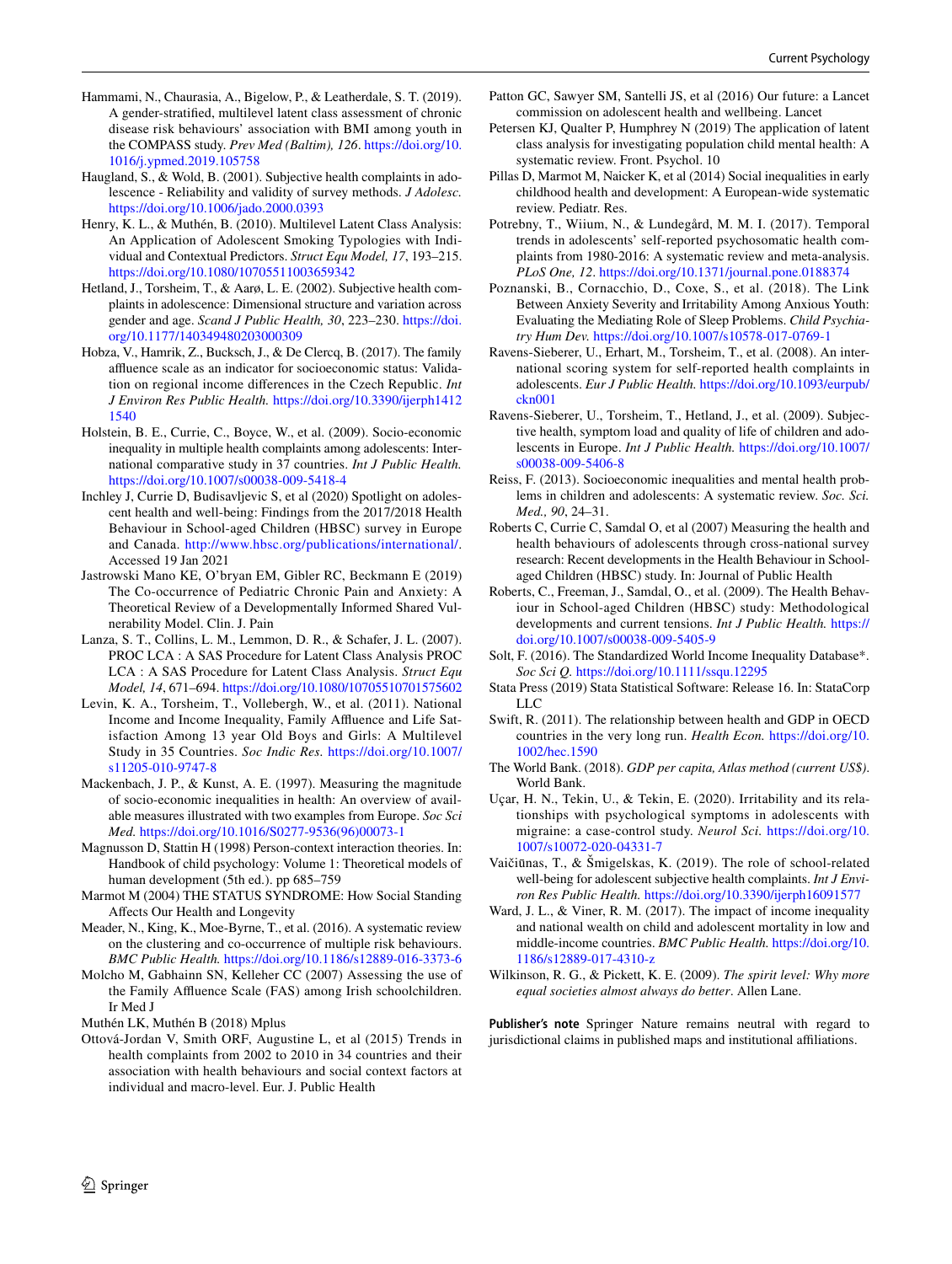Hammami, N., Chaurasia, A., Bigelow, P., & Leatherdale, S. T. (2019). A gender-stratified, multilevel latent class assessment of chronic disease risk behaviours' association with BMI among youth in the COMPASS study. *Prev Med (Baltim), 126*. https://doi.org/10.1016/j.ypmed.2019.105758

Haugland, S., & Wold, B. (2001). Subjective health complaints in adolescence - Reliability and validity of survey methods. *J Adolesc.* https://doi.org/10.1006/jado.2000.0393

Henry, K. L., & Muthén, B. (2010). Multilevel Latent Class Analysis: An Application of Adolescent Smoking Typologies with Individual and Contextual Predictors. *Struct Equ Model, 17*, 193–215. https://doi.org/10.1080/10705511003659342

Hetland, J., Torsheim, T., & Aarø, L. E. (2002). Subjective health complaints in adolescence: Dimensional structure and variation across gender and age. *Scand J Public Health, 30*, 223–230. https://doi.org/10.1177/140349480203000309

Hobza, V., Hamrik, Z., Bucksch, J., & De Clercq, B. (2017). The family affluence scale as an indicator for socioeconomic status: Validation on regional income differences in the Czech Republic. *Int J Environ Res Public Health.* https://doi.org/10.3390/ijerph14121540

Holstein, B. E., Currie, C., Boyce, W., et al. (2009). Socio-economic inequality in multiple health complaints among adolescents: International comparative study in 37 countries. *Int J Public Health.* https://doi.org/10.1007/s00038-009-5418-4

Inchley J, Currie D, Budisavljevic S, et al (2020) Spotlight on adolescent health and well-being: Findings from the 2017/2018 Health Behaviour in School-aged Children (HBSC) survey in Europe and Canada. http://www.hbsc.org/publications/international/. Accessed 19 Jan 2021

Jastrowski Mano KE, O'bryan EM, Gibler RC, Beckmann E (2019) The Co-occurrence of Pediatric Chronic Pain and Anxiety: A Theoretical Review of a Developmentally Informed Shared Vulnerability Model. Clin. J. Pain

Lanza, S. T., Collins, L. M., Lemmon, D. R., & Schafer, J. L. (2007). PROC LCA : A SAS Procedure for Latent Class Analysis PROC LCA : A SAS Procedure for Latent Class Analysis. *Struct Equ Model, 14*, 671–694. https://doi.org/10.1080/10705510701575602

Levin, K. A., Torsheim, T., Vollebergh, W., et al. (2011). National Income and Income Inequality, Family Affluence and Life Satisfaction Among 13 year Old Boys and Girls: A Multilevel Study in 35 Countries. *Soc Indic Res.* https://doi.org/10.1007/s11205-010-9747-8

Mackenbach, J. P., & Kunst, A. E. (1997). Measuring the magnitude of socio-economic inequalities in health: An overview of available measures illustrated with two examples from Europe. *Soc Sci Med.* https://doi.org/10.1016/S0277-9536(96)00073-1

Magnusson D, Stattin H (1998) Person-context interaction theories. In: Handbook of child psychology: Volume 1: Theoretical models of human development (5th ed.). pp 685–759

Marmot M (2004) THE STATUS SYNDROME: How Social Standing Affects Our Health and Longevity

Meader, N., King, K., Moe-Byrne, T., et al. (2016). A systematic review on the clustering and co-occurrence of multiple risk behaviours. *BMC Public Health.* https://doi.org/10.1186/s12889-016-3373-6

Molcho M, Gabhainn SN, Kelleher CC (2007) Assessing the use of the Family Affluence Scale (FAS) among Irish schoolchildren. Ir Med J

Muthén LK, Muthén B (2018) Mplus

Ottová-Jordan V, Smith ORF, Augustine L, et al (2015) Trends in health complaints from 2002 to 2010 in 34 countries and their association with health behaviours and social context factors at individual and macro-level. Eur. J. Public Health

Patton GC, Sawyer SM, Santelli JS, et al (2016) Our future: a Lancet commission on adolescent health and wellbeing. Lancet

Petersen KJ, Qualter P, Humphrey N (2019) The application of latent class analysis for investigating population child mental health: A systematic review. Front. Psychol. 10

Pillas D, Marmot M, Naicker K, et al (2014) Social inequalities in early childhood health and development: A European-wide systematic review. Pediatr. Res.

Potrebny, T., Wiium, N., & Lundegård, M. M. I. (2017). Temporal trends in adolescents' self-reported psychosomatic health complaints from 1980-2016: A systematic review and meta-analysis. *PLoS One, 12*. https://doi.org/10.1371/journal.pone.0188374

Poznanski, B., Cornacchio, D., Coxe, S., et al. (2018). The Link Between Anxiety Severity and Irritability Among Anxious Youth: Evaluating the Mediating Role of Sleep Problems. *Child Psychiatry Hum Dev.* https://doi.org/10.1007/s10578-017-0769-1

Ravens-Sieberer, U., Erhart, M., Torsheim, T., et al. (2008). An international scoring system for self-reported health complaints in adolescents. *Eur J Public Health.* https://doi.org/10.1093/eurpub/ckn001

Ravens-Sieberer, U., Torsheim, T., Hetland, J., et al. (2009). Subjective health, symptom load and quality of life of children and adolescents in Europe. *Int J Public Health.* https://doi.org/10.1007/s00038-009-5406-8

Reiss, F. (2013). Socioeconomic inequalities and mental health problems in children and adolescents: A systematic review. *Soc. Sci. Med., 90*, 24–31.

Roberts C, Currie C, Samdal O, et al (2007) Measuring the health and health behaviours of adolescents through cross-national survey research: Recent developments in the Health Behaviour in School-aged Children (HBSC) study. In: Journal of Public Health

Roberts, C., Freeman, J., Samdal, O., et al. (2009). The Health Behaviour in School-aged Children (HBSC) study: Methodological developments and current tensions. *Int J Public Health.* https://doi.org/10.1007/s00038-009-5405-9

Solt, F. (2016). The Standardized World Income Inequality Database*. *Soc Sci Q.* https://doi.org/10.1111/ssqu.12295

Stata Press (2019) Stata Statistical Software: Release 16. In: StataCorp LLC

Swift, R. (2011). The relationship between health and GDP in OECD countries in the very long run. *Health Econ.* https://doi.org/10.1002/hec.1590

The World Bank. (2018). *GDP per capita, Atlas method (current US$)*. World Bank.

Uçar, H. N., Tekin, U., & Tekin, E. (2020). Irritability and its relationships with psychological symptoms in adolescents with migraine: a case-control study. *Neurol Sci.* https://doi.org/10.1007/s10072-020-04331-7

Vaičiūnas, T., & Šmigelskas, K. (2019). The role of school-related well-being for adolescent subjective health complaints. *Int J Environ Res Public Health.* https://doi.org/10.3390/ijerph16091577

Ward, J. L., & Viner, R. M. (2017). The impact of income inequality and national wealth on child and adolescent mortality in low and middle-income countries. *BMC Public Health.* https://doi.org/10.1186/s12889-017-4310-z

Wilkinson, R. G., & Pickett, K. E. (2009). *The spirit level: Why more equal societies almost always do better*. Allen Lane.

**Publisher's note** Springer Nature remains neutral with regard to jurisdictional claims in published maps and institutional affiliations.